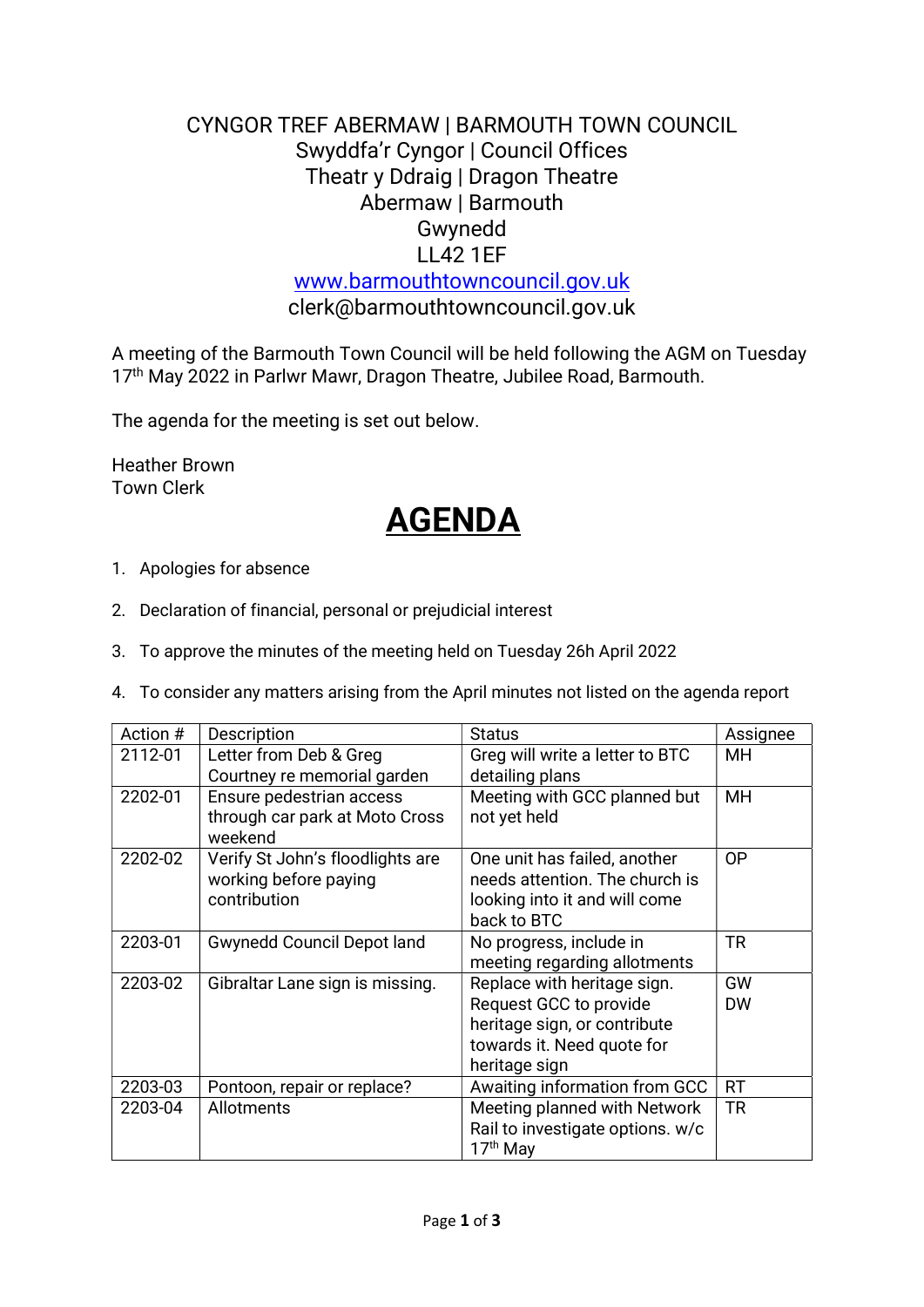CYNGOR TREF ABERMAW | BARMOUTH TOWN COUNCIL
Swyddfa'r Cyngor | Council Offices
Theatr y Ddraig | Dragon Theatre
Abermaw | Barmouth
Gwynedd
LL42 1EF
www.barmouthtowncouncil.gov.uk
clerk@barmouthtowncouncil.gov.uk

A meeting of the Barmouth Town Council will be held following the AGM on Tuesday 17th May 2022 in Parlwr Mawr, Dragon Theatre, Jubilee Road, Barmouth.

The agenda for the meeting is set out below.

Heather Brown
Town Clerk

# AGENDA

1. Apologies for absence
2. Declaration of financial, personal or prejudicial interest
3. To approve the minutes of the meeting held on Tuesday 26h April 2022
4. To consider any matters arising from the April minutes not listed on the agenda report

| Action # | Description | Status | Assignee |
|---|---|---|---|
| 2112-01 | Letter from Deb & Greg Courtney re memorial garden | Greg will write a letter to BTC detailing plans | MH |
| 2202-01 | Ensure pedestrian access through car park at Moto Cross weekend | Meeting with GCC planned but not yet held | MH |
| 2202-02 | Verify St John's floodlights are working before paying contribution | One unit has failed, another needs attention. The church is looking into it and will come back to BTC | OP |
| 2203-01 | Gwynedd Council Depot land | No progress, include in meeting regarding allotments | TR |
| 2203-02 | Gibraltar Lane sign is missing. | Replace with heritage sign. Request GCC to provide heritage sign, or contribute towards it. Need quote for heritage sign | GW DW |
| 2203-03 | Pontoon, repair or replace? | Awaiting information from GCC | RT |
| 2203-04 | Allotments | Meeting planned with Network Rail to investigate options. w/c 17th May | TR |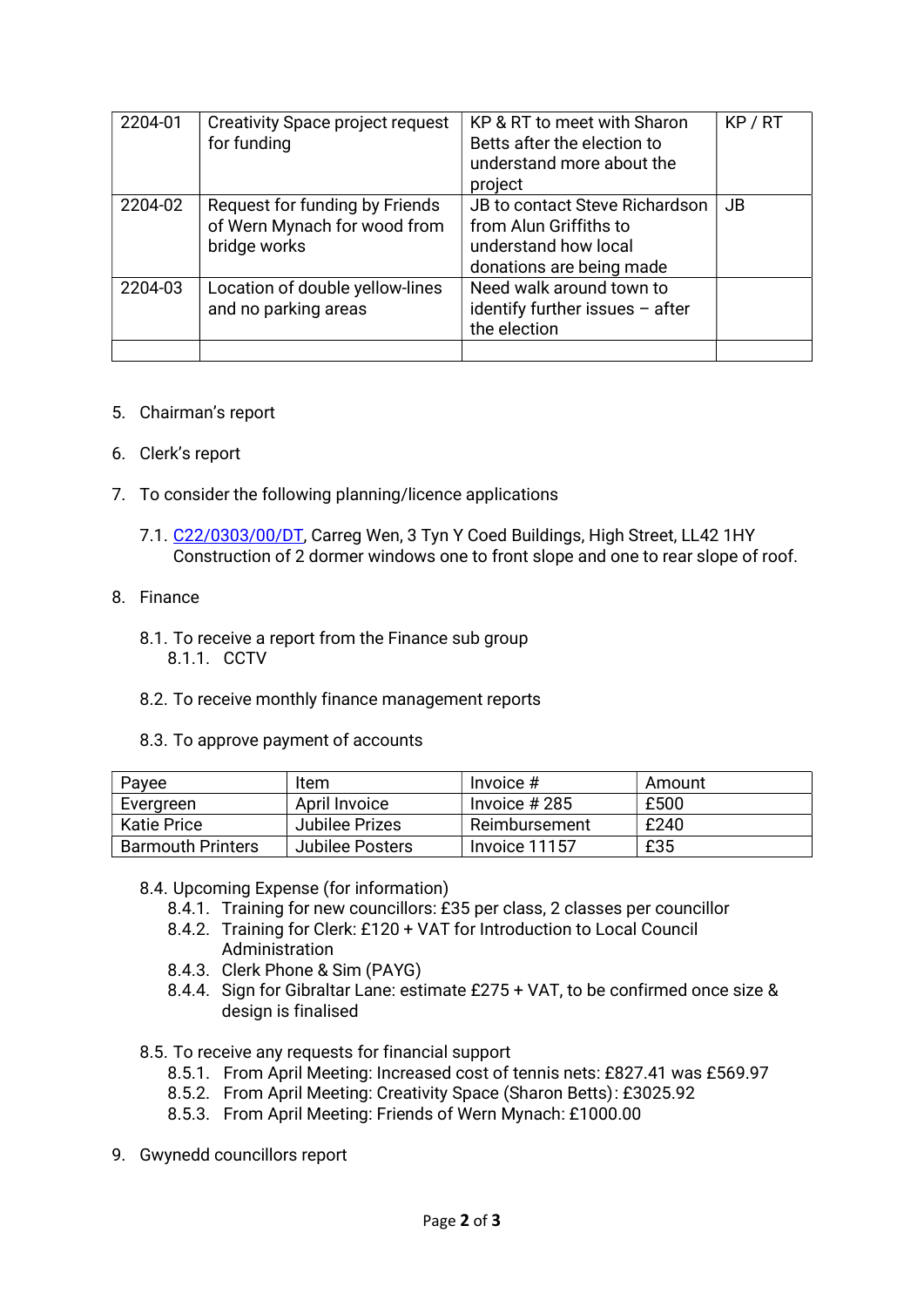| 2204-01 | Creativity Space project request for funding | KP & RT to meet with Sharon Betts after the election to understand more about the project | KP / RT |
|---|---|---|---|
| 2204-02 | Request for funding by Friends of Wern Mynach for wood from bridge works | JB to contact Steve Richardson from Alun Griffiths to understand how local donations are being made | JB |
| 2204-03 | Location of double yellow-lines and no parking areas | Need walk around town to identify further issues – after the election | |
| | | | |

5. Chairman's report

6. Clerk's report

7. To consider the following planning/licence applications

   7.1. C22/0303/00/DT, Carreg Wen, 3 Tyn Y Coed Buildings, High Street, LL42 1HY Construction of 2 dormer windows one to front slope and one to rear slope of roof.

8. Finance

   8.1. To receive a report from the Finance sub group
      8.1.1. CCTV

   8.2. To receive monthly finance management reports

   8.3. To approve payment of accounts

| Payee | Item | Invoice # | Amount |
|---|---|---|---|
| Evergreen | April Invoice | Invoice # 285 | £500 |
| Katie Price | Jubilee Prizes | Reimbursement | £240 |
| Barmouth Printers | Jubilee Posters | Invoice 11157 | £35 |

   8.4. Upcoming Expense (for information)
      8.4.1. Training for new councillors: £35 per class, 2 classes per councillor
      8.4.2. Training for Clerk: £120 + VAT for Introduction to Local Council Administration
      8.4.3. Clerk Phone & Sim (PAYG)
      8.4.4. Sign for Gibraltar Lane: estimate £275 + VAT, to be confirmed once size & design is finalised

   8.5. To receive any requests for financial support
      8.5.1. From April Meeting: Increased cost of tennis nets: £827.41 was £569.97
      8.5.2. From April Meeting: Creativity Space (Sharon Betts): £3025.92
      8.5.3. From April Meeting: Friends of Wern Mynach: £1000.00

9. Gwynedd councillors report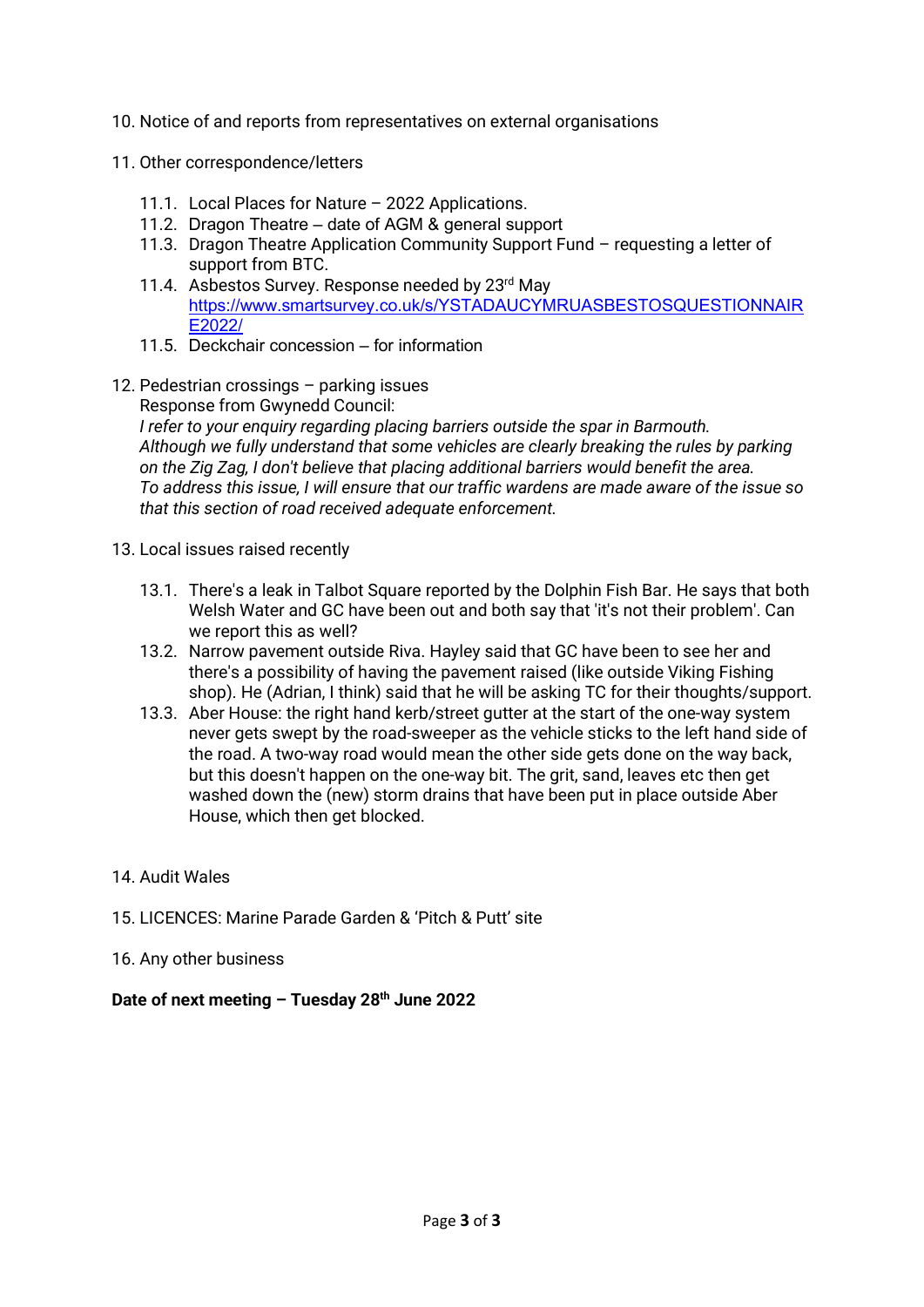10. Notice of and reports from representatives on external organisations

11. Other correspondence/letters

    11.1. Local Places for Nature – 2022 Applications.
    11.2. Dragon Theatre – date of AGM & general support
    11.3. Dragon Theatre Application Community Support Fund – requesting a letter of support from BTC.
    11.4. Asbestos Survey. Response needed by 23rd May https://www.smartsurvey.co.uk/s/YSTADAUCYMRUASBESTOSQUESTIONNAIRE2022/
    11.5. Deckchair concession – for information

12. Pedestrian crossings – parking issues
    Response from Gwynedd Council:
    *I refer to your enquiry regarding placing barriers outside the spar in Barmouth. Although we fully understand that some vehicles are clearly breaking the rules by parking on the Zig Zag, I don't believe that placing additional barriers would benefit the area. To address this issue, I will ensure that our traffic wardens are made aware of the issue so that this section of road received adequate enforcement.*

13. Local issues raised recently

    13.1. There's a leak in Talbot Square reported by the Dolphin Fish Bar. He says that both Welsh Water and GC have been out and both say that 'it's not their problem'. Can we report this as well?
    13.2. Narrow pavement outside Riva. Hayley said that GC have been to see her and there's a possibility of having the pavement raised (like outside Viking Fishing shop). He (Adrian, I think) said that he will be asking TC for their thoughts/support.
    13.3. Aber House: the right hand kerb/street gutter at the start of the one-way system never gets swept by the road-sweeper as the vehicle sticks to the left hand side of the road. A two-way road would mean the other side gets done on the way back, but this doesn't happen on the one-way bit. The grit, sand, leaves etc then get washed down the (new) storm drains that have been put in place outside Aber House, which then get blocked.

14. Audit Wales

15. LICENCES: Marine Parade Garden & 'Pitch & Putt' site

16. Any other business

**Date of next meeting – Tuesday 28th June 2022**